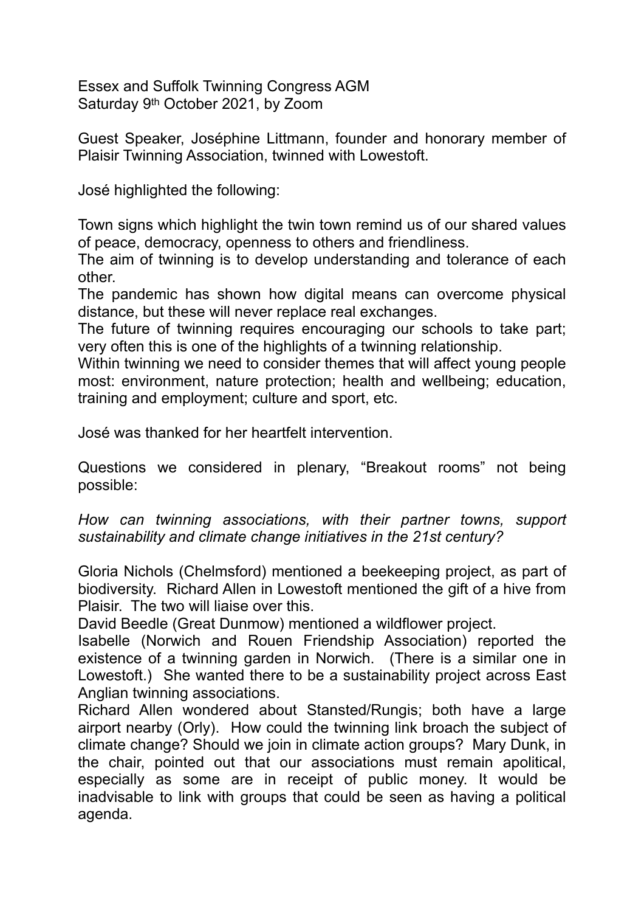Essex and Suffolk Twinning Congress AGM
Saturday 9th October 2021, by Zoom

Guest Speaker, Joséphine Littmann, founder and honorary member of Plaisir Twinning Association, twinned with Lowestoft.

José highlighted the following:

Town signs which highlight the twin town remind us of our shared values of peace, democracy, openness to others and friendliness.
The aim of twinning is to develop understanding and tolerance of each other.
The pandemic has shown how digital means can overcome physical distance, but these will never replace real exchanges.
The future of twinning requires encouraging our schools to take part; very often this is one of the highlights of a twinning relationship.
Within twinning we need to consider themes that will affect young people most: environment, nature protection; health and wellbeing; education, training and employment; culture and sport, etc.

José was thanked for her heartfelt intervention.

Questions we considered in plenary, "Breakout rooms" not being possible:

*How can twinning associations, with their partner towns, support sustainability and climate change initiatives in the 21st century?*

Gloria Nichols (Chelmsford) mentioned a beekeeping project, as part of biodiversity. Richard Allen in Lowestoft mentioned the gift of a hive from Plaisir. The two will liaise over this.
David Beedle (Great Dunmow) mentioned a wildflower project.
Isabelle (Norwich and Rouen Friendship Association) reported the existence of a twinning garden in Norwich. (There is a similar one in Lowestoft.) She wanted there to be a sustainability project across East Anglian twinning associations.
Richard Allen wondered about Stansted/Rungis; both have a large airport nearby (Orly). How could the twinning link broach the subject of climate change? Should we join in climate action groups? Mary Dunk, in the chair, pointed out that our associations must remain apolitical, especially as some are in receipt of public money. It would be inadvisable to link with groups that could be seen as having a political agenda.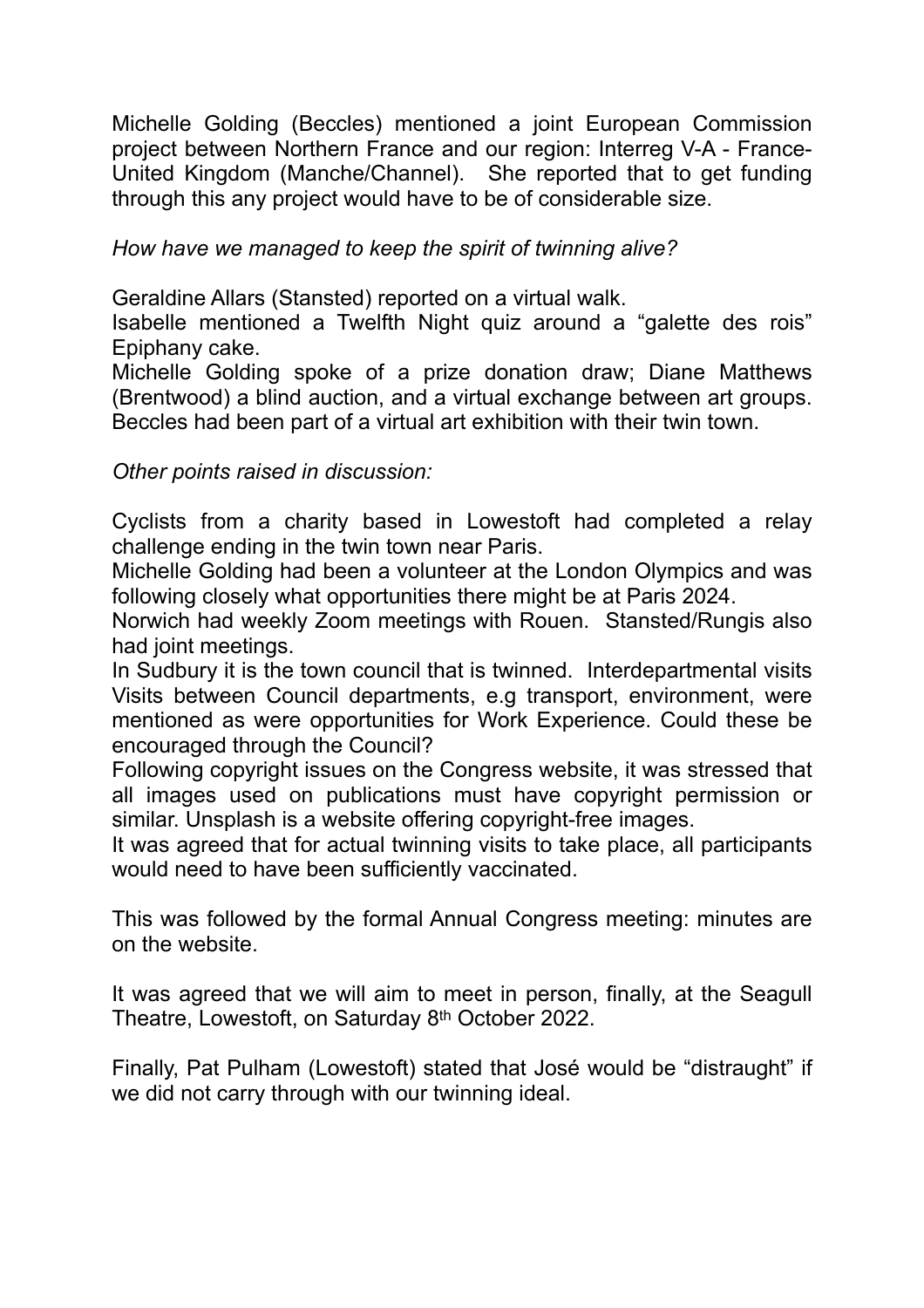Michelle Golding (Beccles) mentioned a joint European Commission project between Northern France and our region: Interreg V-A - France-United Kingdom (Manche/Channel). She reported that to get funding through this any project would have to be of considerable size.

*How have we managed to keep the spirit of twinning alive?*

Geraldine Allars (Stansted) reported on a virtual walk.
Isabelle mentioned a Twelfth Night quiz around a "galette des rois" Epiphany cake.
Michelle Golding spoke of a prize donation draw; Diane Matthews (Brentwood) a blind auction, and a virtual exchange between art groups. Beccles had been part of a virtual art exhibition with their twin town.

*Other points raised in discussion:*

Cyclists from a charity based in Lowestoft had completed a relay challenge ending in the twin town near Paris.
Michelle Golding had been a volunteer at the London Olympics and was following closely what opportunities there might be at Paris 2024.
Norwich had weekly Zoom meetings with Rouen. Stansted/Rungis also had joint meetings.
In Sudbury it is the town council that is twinned. Interdepartmental visits Visits between Council departments, e.g transport, environment, were mentioned as were opportunities for Work Experience. Could these be encouraged through the Council?
Following copyright issues on the Congress website, it was stressed that all images used on publications must have copyright permission or similar. Unsplash is a website offering copyright-free images.
It was agreed that for actual twinning visits to take place, all participants would need to have been sufficiently vaccinated.

This was followed by the formal Annual Congress meeting: minutes are on the website.

It was agreed that we will aim to meet in person, finally, at the Seagull Theatre, Lowestoft, on Saturday 8th October 2022.

Finally, Pat Pulham (Lowestoft) stated that José would be "distraught" if we did not carry through with our twinning ideal.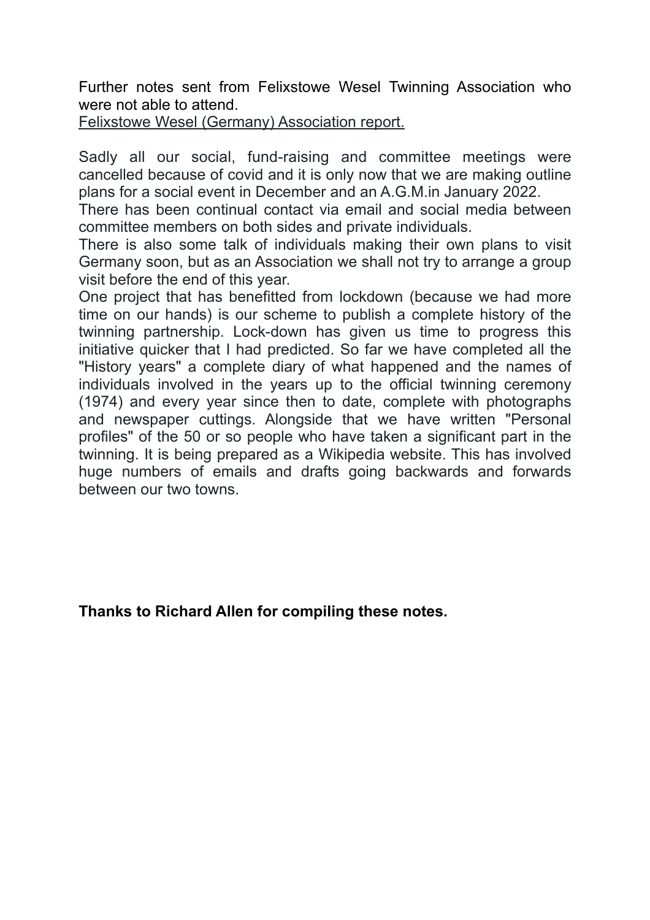Further notes sent from Felixstowe Wesel Twinning Association who were not able to attend.

Felixstowe Wesel (Germany) Association report.

Sadly all our social, fund-raising and committee meetings were cancelled because of covid and it is only now that we are making outline plans for a social event in December and an A.G.M.in January 2022.

There has been continual contact via email and social media between committee members on both sides and private individuals.

There is also some talk of individuals making their own plans to visit Germany soon, but as an Association we shall not try to arrange a group visit before the end of this year.

One project that has benefitted from lockdown (because we had more time on our hands) is our scheme to publish a complete history of the twinning partnership. Lock-down has given us time to progress this initiative quicker that I had predicted. So far we have completed all the "History years" a complete diary of what happened and the names of individuals involved in the years up to the official twinning ceremony (1974) and every year since then to date, complete with photographs and newspaper cuttings. Alongside that we have written "Personal profiles" of the 50 or so people who have taken a significant part in the twinning. It is being prepared as a Wikipedia website. This has involved huge numbers of emails and drafts going backwards and forwards between our two towns.

**Thanks to Richard Allen for compiling these notes.**